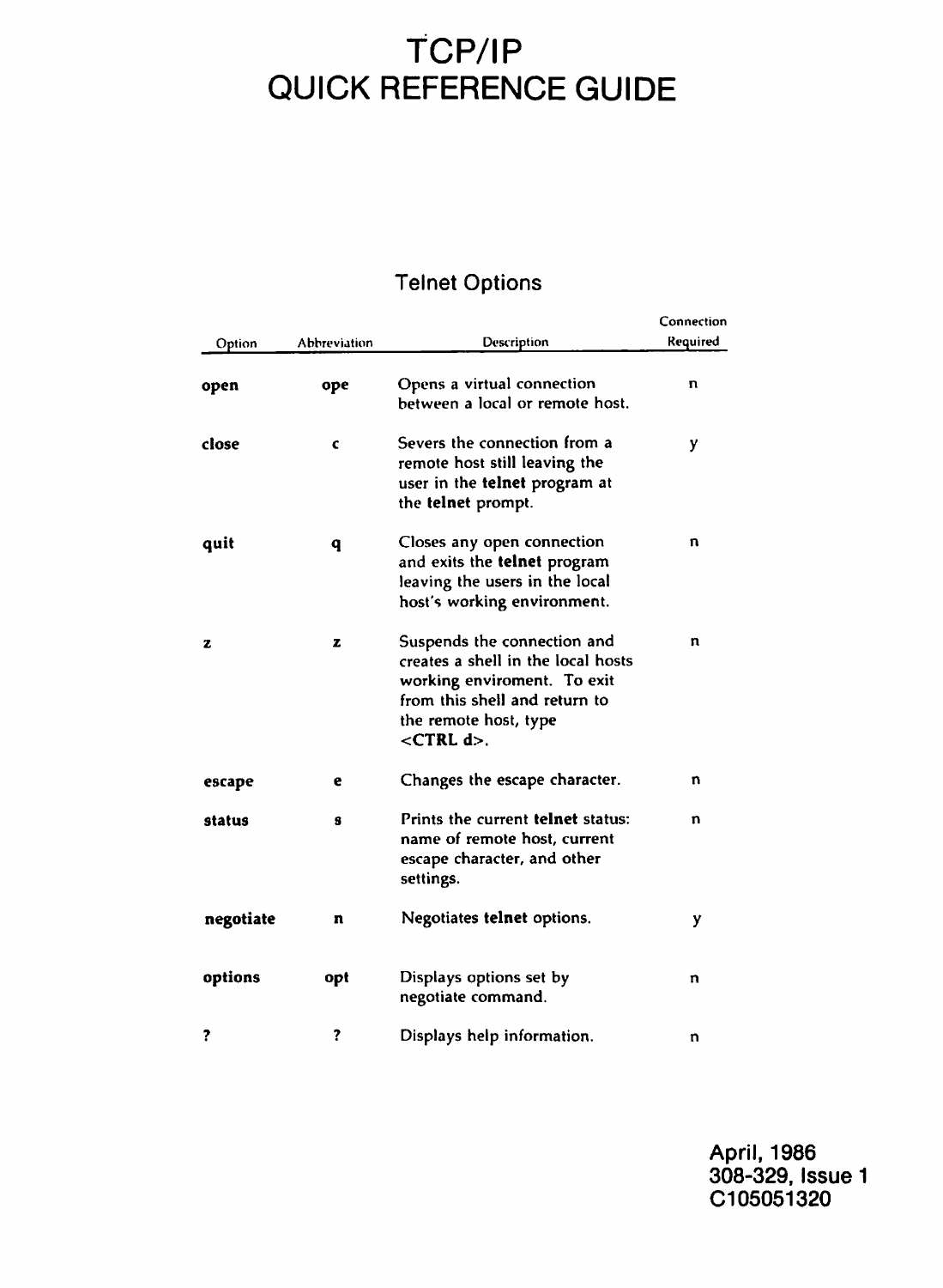# TCP/IP QUICK REFERENCE GUIDE

## Telnet Options

| Option | Abbreviation | Description | Connection Required |
|---|---|---|---|
| **open** | **ope** | Opens a virtual connection between a local or remote host. | n |
| **close** | **c** | Severs the connection from a remote host still leaving the user in the **telnet** program at the **telnet** prompt. | y |
| **quit** | **q** | Closes any open connection and exits the **telnet** program leaving the users in the local host's working environment. | n |
| **z** | **z** | Suspends the connection and creates a shell in the local hosts working enviroment. To exit from this shell and return to the remote host, type **<CTRL d>**. | n |
| **escape** | **e** | Changes the escape character. | n |
| **status** | **s** | Prints the current **telnet** status: name of remote host, current escape character, and other settings. | n |
| **negotiate** | **n** | Negotiates **telnet** options. | y |
| **options** | **opt** | Displays options set by negotiate command. | n |
| **?** | **?** | Displays help information. | n |

**April, 1986**
**308-329, Issue 1**
**C105051320**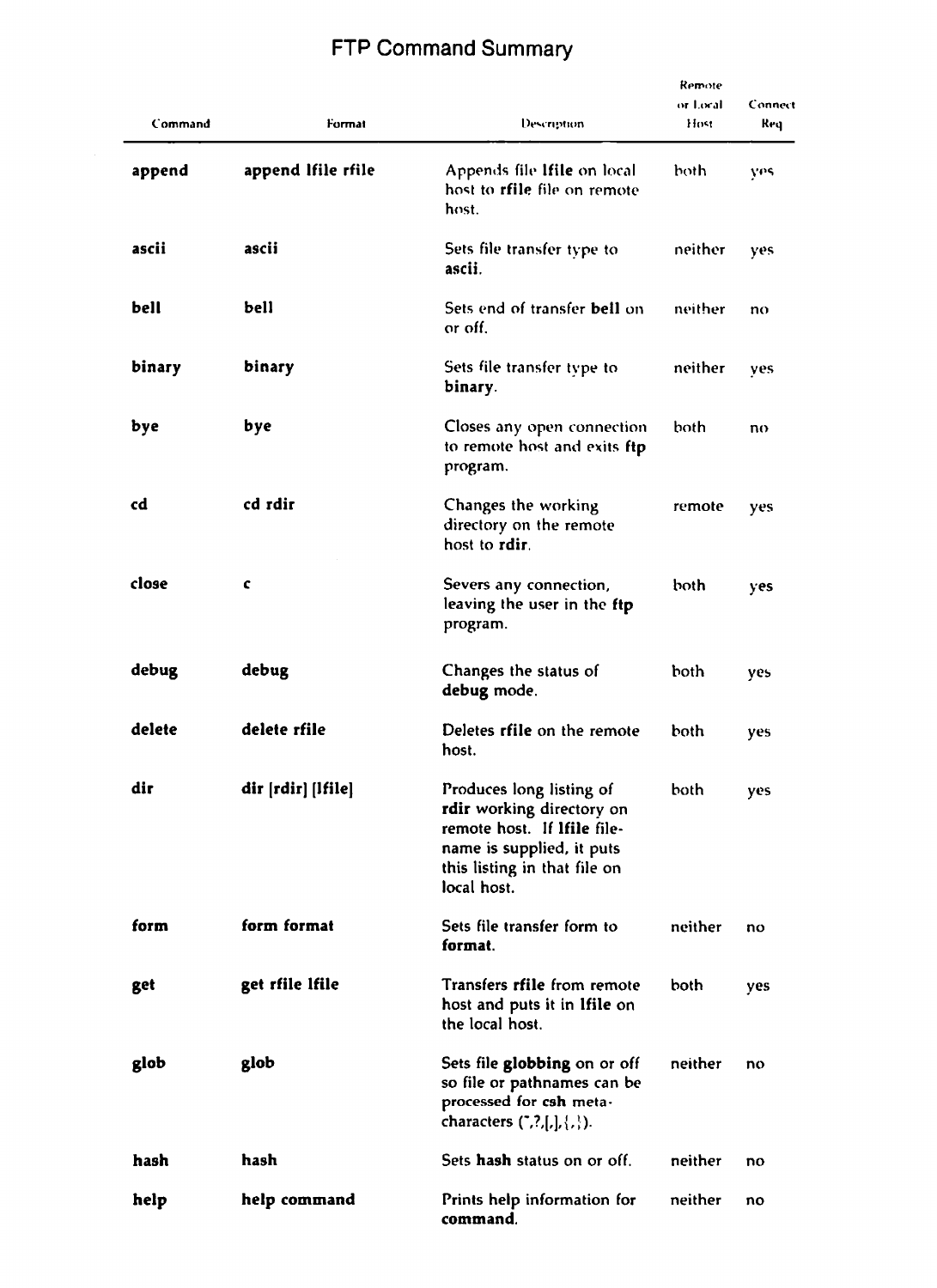# FTP Command Summary

| Command | Format | Description | Remote or Local Host | Connect Req |
|---|---|---|---|---|
| **append** | **append lfile rfile** | Appends file **lfile** on local host to **rfile** file on remote host. | both | yes |
| **ascii** | **ascii** | Sets file transfer type to **ascii**. | neither | yes |
| **bell** | **bell** | Sets end of transfer **bell** on or off. | neither | no |
| **binary** | **binary** | Sets file transfer type to **binary**. | neither | yes |
| **bye** | **bye** | Closes any open connection to remote host and exits **ftp** program. | both | no |
| **cd** | **cd rdir** | Changes the working directory on the remote host to **rdir**. | remote | yes |
| **close** | **c** | Severs any connection, leaving the user in the **ftp** program. | both | yes |
| **debug** | **debug** | Changes the status of **debug** mode. | both | yes |
| **delete** | **delete rfile** | Deletes **rfile** on the remote host. | both | yes |
| **dir** | **dir [rdir] [lfile]** | Produces long listing of **rdir** working directory on remote host. If **lfile** filename is supplied, it puts this listing in that file on local host. | both | yes |
| **form** | **form format** | Sets file transfer form to **format**. | neither | no |
| **get** | **get rfile lfile** | Transfers **rfile** from remote host and puts it in **lfile** on the local host. | both | yes |
| **glob** | **glob** | Sets file **globbing** on or off so file or pathnames can be processed for **csh** metacharacters (~,?,[,],{,}). | neither | no |
| **hash** | **hash** | Sets **hash** status on or off. | neither | no |
| **help** | **help command** | Prints help information for **command**. | neither | no |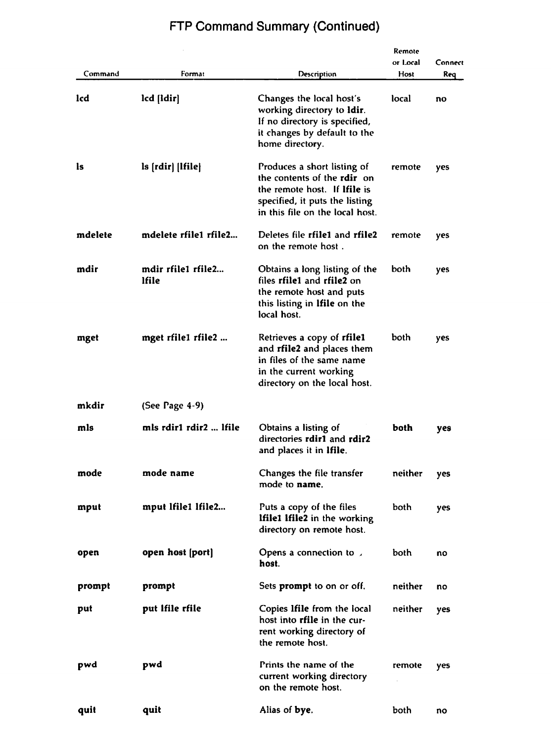# FTP Command Summary (Continued)

| Command | Format | Description | Remote or Local Host | Connect Req |
|---|---|---|---|---|
| **lcd** | **lcd [ldir]** | Changes the local host's working directory to **ldir**. If no directory is specified, it changes by default to the home directory. | local | no |
| **ls** | **ls [rdir] [lfile]** | Produces a short listing of the contents of the **rdir** on the remote host. If **lfile** is specified, it puts the listing in this file on the local host. | remote | yes |
| **mdelete** | **mdelete rfile1 rfile2...** | Deletes file **rfile1** and **rfile2** on the remote host . | remote | yes |
| **mdir** | **mdir rfile1 rfile2... lfile** | Obtains a long listing of the files **rfile1** and **rfile2** on the remote host and puts this listing in **lfile** on the local host. | both | yes |
| **mget** | **mget rfile1 rfile2 ...** | Retrieves a copy of **rfile1** and **rfile2** and places them in files of the same name in the current working directory on the local host. | both | yes |
| **mkdir** | (See Page 4-9) | | | |
| **mls** | **mls rdir1 rdir2 ... lfile** | Obtains a listing of directories **rdir1** and **rdir2** and places it in **lfile**. | **both** | **yes** |
| **mode** | **mode name** | Changes the file transfer mode to **name**. | neither | yes |
| **mput** | **mput lfile1 lfile2...** | Puts a copy of the files **lfile1 lfile2** in the working directory on remote host. | both | yes |
| **open** | **open host [port]** | Opens a connection to **host**. | both | no |
| **prompt** | **prompt** | Sets **prompt** to on or off. | neither | no |
| **put** | **put lfile rfile** | Copies **lfile** from the local host into **rfile** in the current working directory of the remote host. | neither | yes |
| **pwd** | **pwd** | Prints the name of the current working directory on the remote host. | remote | yes |
| **quit** | **quit** | Alias of **bye**. | both | no |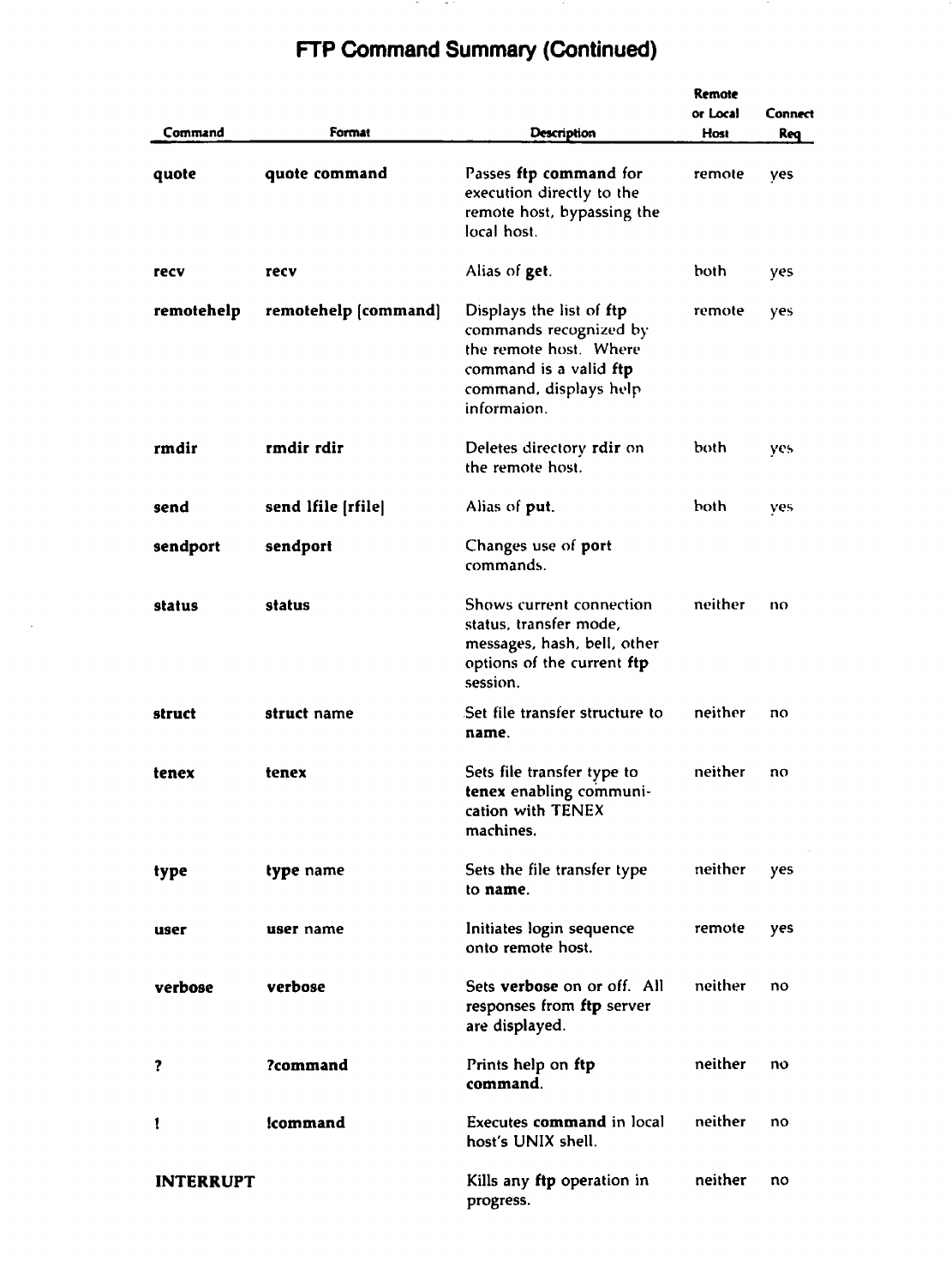# FTP Command Summary (Continued)

| Command | Format | Description | Remote or Local Host | Connect Req |
|---|---|---|---|---|
| **quote** | **quote command** | Passes **ftp command** for execution directly to the remote host, bypassing the local host. | remote | yes |
| **recv** | **recv** | Alias of **get**. | both | yes |
| **remotehelp** | **remotehelp [command]** | Displays the list of **ftp** commands recognized by the remote host. Where command is a valid **ftp** command, displays help informaion. | remote | yes |
| **rmdir** | **rmdir rdir** | Deletes directory **rdir** on the remote host. | both | yes |
| **send** | **send lfile [rfile]** | Alias of **put**. | both | yes |
| **sendport** | **sendport** | Changes use of **port** commands. | | |
| **status** | **status** | Shows current connection status, transfer mode, messages, hash, bell, other options of the current **ftp** session. | neither | no |
| **struct** | **struct** name | Set file transfer structure to **name**. | neither | no |
| **tenex** | **tenex** | Sets file transfer type to **tenex** enabling communication with TENEX machines. | neither | no |
| **type** | **type** name | Sets the file transfer type to **name**. | neither | yes |
| **user** | **user** name | Initiates login sequence onto remote host. | remote | yes |
| **verbose** | **verbose** | Sets **verbose** on or off. All responses from **ftp** server are displayed. | neither | no |
| **?** | **?command** | Prints help on **ftp command**. | neither | no |
| **!** | **!command** | Executes **command** in local host's UNIX shell. | neither | no |
| **INTERRUPT** | | Kills any **ftp** operation in progress. | neither | no |